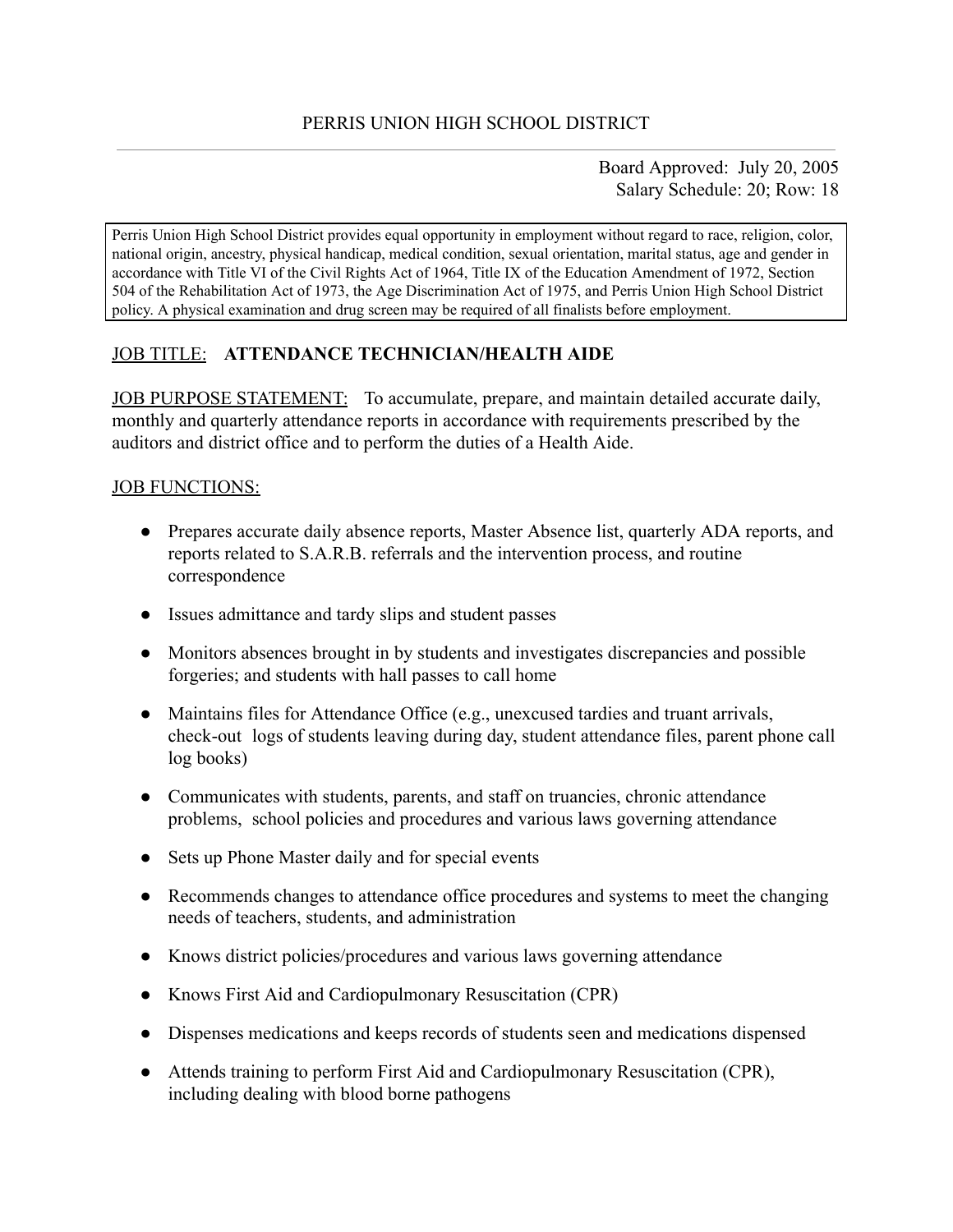PERRIS UNION HIGH SCHOOL DISTRICT

Board Approved: July 20, 2005
Salary Schedule: 20; Row: 18

Perris Union High School District provides equal opportunity in employment without regard to race, religion, color, national origin, ancestry, physical handicap, medical condition, sexual orientation, marital status, age and gender in accordance with Title VI of the Civil Rights Act of 1964, Title IX of the Education Amendment of 1972, Section 504 of the Rehabilitation Act of 1973, the Age Discrimination Act of 1975, and Perris Union High School District policy. A physical examination and drug screen may be required of all finalists before employment.

JOB TITLE: **ATTENDANCE TECHNICIAN/HEALTH AIDE**

JOB PURPOSE STATEMENT: To accumulate, prepare, and maintain detailed accurate daily, monthly and quarterly attendance reports in accordance with requirements prescribed by the auditors and district office and to perform the duties of a Health Aide.

JOB FUNCTIONS:

- Prepares accurate daily absence reports, Master Absence list, quarterly ADA reports, and reports related to S.A.R.B. referrals and the intervention process, and routine correspondence
- Issues admittance and tardy slips and student passes
- Monitors absences brought in by students and investigates discrepancies and possible forgeries; and students with hall passes to call home
- Maintains files for Attendance Office (e.g., unexcused tardies and truant arrivals, check-out logs of students leaving during day, student attendance files, parent phone call log books)
- Communicates with students, parents, and staff on truancies, chronic attendance problems, school policies and procedures and various laws governing attendance
- Sets up Phone Master daily and for special events
- Recommends changes to attendance office procedures and systems to meet the changing needs of teachers, students, and administration
- Knows district policies/procedures and various laws governing attendance
- Knows First Aid and Cardiopulmonary Resuscitation (CPR)
- Dispenses medications and keeps records of students seen and medications dispensed
- Attends training to perform First Aid and Cardiopulmonary Resuscitation (CPR), including dealing with blood borne pathogens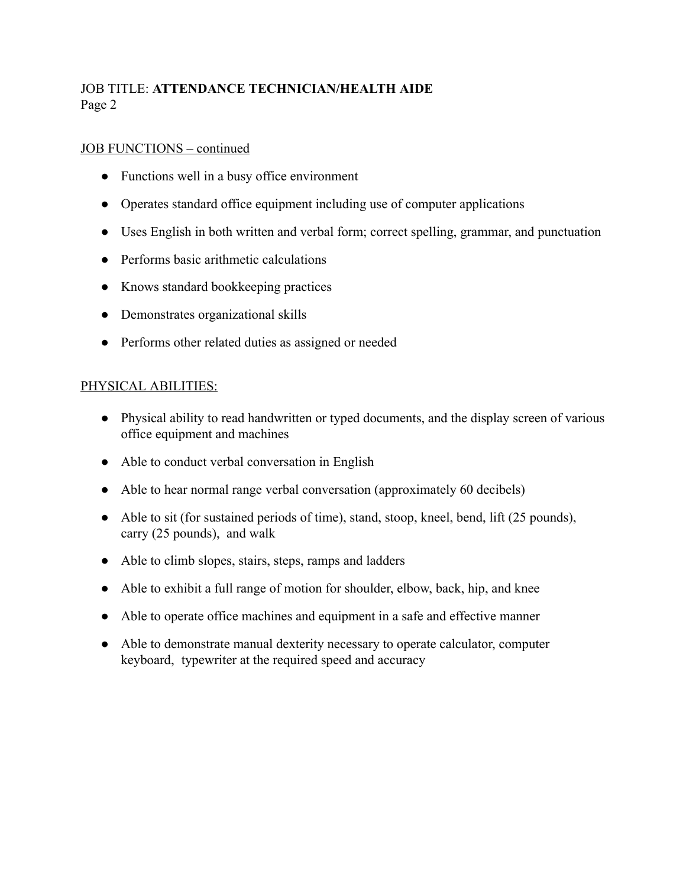JOB TITLE: **ATTENDANCE TECHNICIAN/HEALTH AIDE**

JOB FUNCTIONS – continued

- Functions well in a busy office environment
- Operates standard office equipment including use of computer applications
- Uses English in both written and verbal form; correct spelling, grammar, and punctuation
- Performs basic arithmetic calculations
- Knows standard bookkeeping practices
- Demonstrates organizational skills
- Performs other related duties as assigned or needed

PHYSICAL ABILITIES:

- Physical ability to read handwritten or typed documents, and the display screen of various office equipment and machines
- Able to conduct verbal conversation in English
- Able to hear normal range verbal conversation (approximately 60 decibels)
- Able to sit (for sustained periods of time), stand, stoop, kneel, bend, lift (25 pounds), carry (25 pounds), and walk
- Able to climb slopes, stairs, steps, ramps and ladders
- Able to exhibit a full range of motion for shoulder, elbow, back, hip, and knee
- Able to operate office machines and equipment in a safe and effective manner
- Able to demonstrate manual dexterity necessary to operate calculator, computer keyboard, typewriter at the required speed and accuracy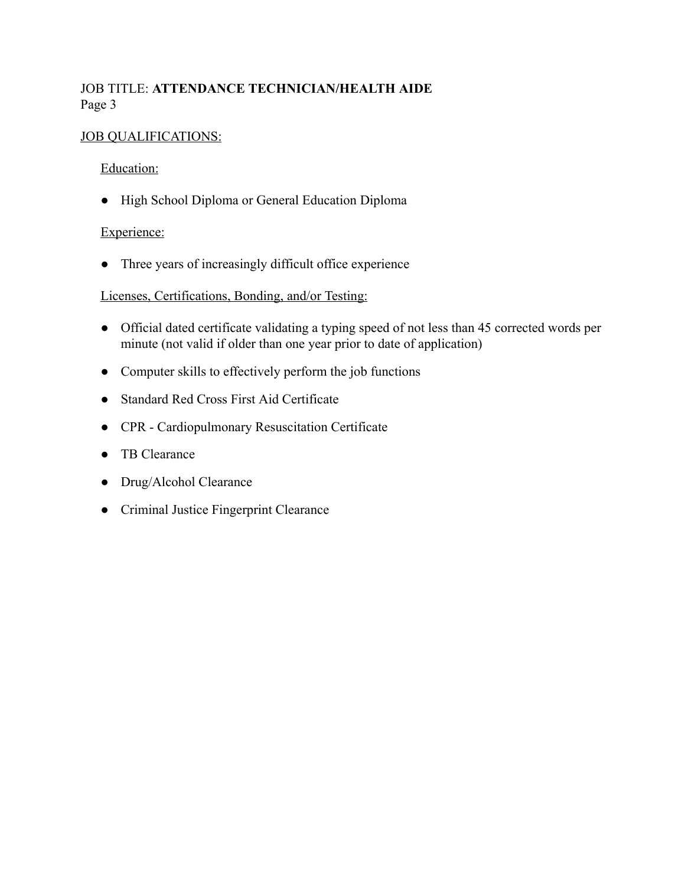## JOB QUALIFICATIONS:

### Education:

- High School Diploma or General Education Diploma

### Experience:

- Three years of increasingly difficult office experience

### Licenses, Certifications, Bonding, and/or Testing:

- Official dated certificate validating a typing speed of not less than 45 corrected words per minute (not valid if older than one year prior to date of application)
- Computer skills to effectively perform the job functions
- Standard Red Cross First Aid Certificate
- CPR - Cardiopulmonary Resuscitation Certificate
- TB Clearance
- Drug/Alcohol Clearance
- Criminal Justice Fingerprint Clearance